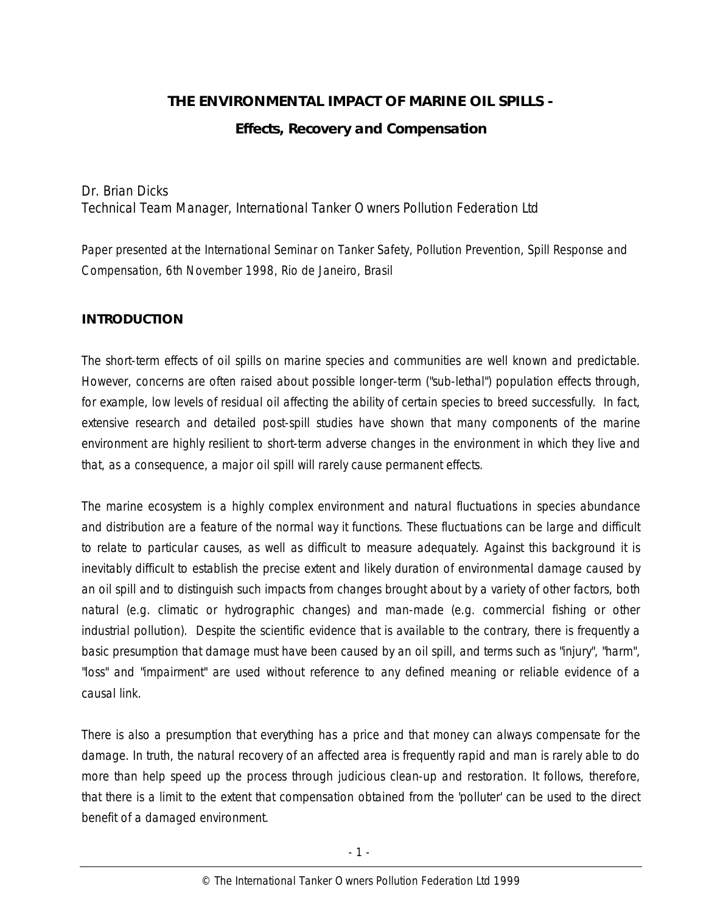# THE ENVIRONMENTAL IMPACT OF MARINE OIL SPILLS -

## Effects, Recovery and Compensation

Dr. Brian Dicks
Technical Team Manager, International Tanker Owners Pollution Federation Ltd

*Paper presented at the International Seminar on Tanker Safety, Pollution Prevention, Spill Response and Compensation, 6th November 1998, Rio de Janeiro, Brasil*

### INTRODUCTION

The short-term effects of oil spills on marine species and communities are well known and predictable. However, concerns are often raised about possible longer-term ("sub-lethal") population effects through, for example, low levels of residual oil affecting the ability of certain species to breed successfully. In fact, extensive research and detailed post-spill studies have shown that many components of the marine environment are highly resilient to short-term adverse changes in the environment in which they live and that, as a consequence, a major oil spill will rarely cause permanent effects.

The marine ecosystem is a highly complex environment and natural fluctuations in species abundance and distribution are a feature of the normal way it functions. These fluctuations can be large and difficult to relate to particular causes, as well as difficult to measure adequately. Against this background it is inevitably difficult to establish the precise extent and likely duration of environmental damage caused by an oil spill and to distinguish such impacts from changes brought about by a variety of other factors, both natural (e.g. climatic or hydrographic changes) and man-made (e.g. commercial fishing or other industrial pollution). Despite the scientific evidence that is available to the contrary, there is frequently a basic presumption that damage must have been caused by an oil spill, and terms such as "injury", "harm", "loss" and "impairment" are used without reference to any defined meaning or reliable evidence of a causal link.

There is also a presumption that everything has a price and that money can always compensate for the damage. In truth, the natural recovery of an affected area is frequently rapid and man is rarely able to do more than help speed up the process through judicious clean-up and restoration. It follows, therefore, that there is a limit to the extent that compensation obtained from the 'polluter' can be used to the direct benefit of a damaged environment.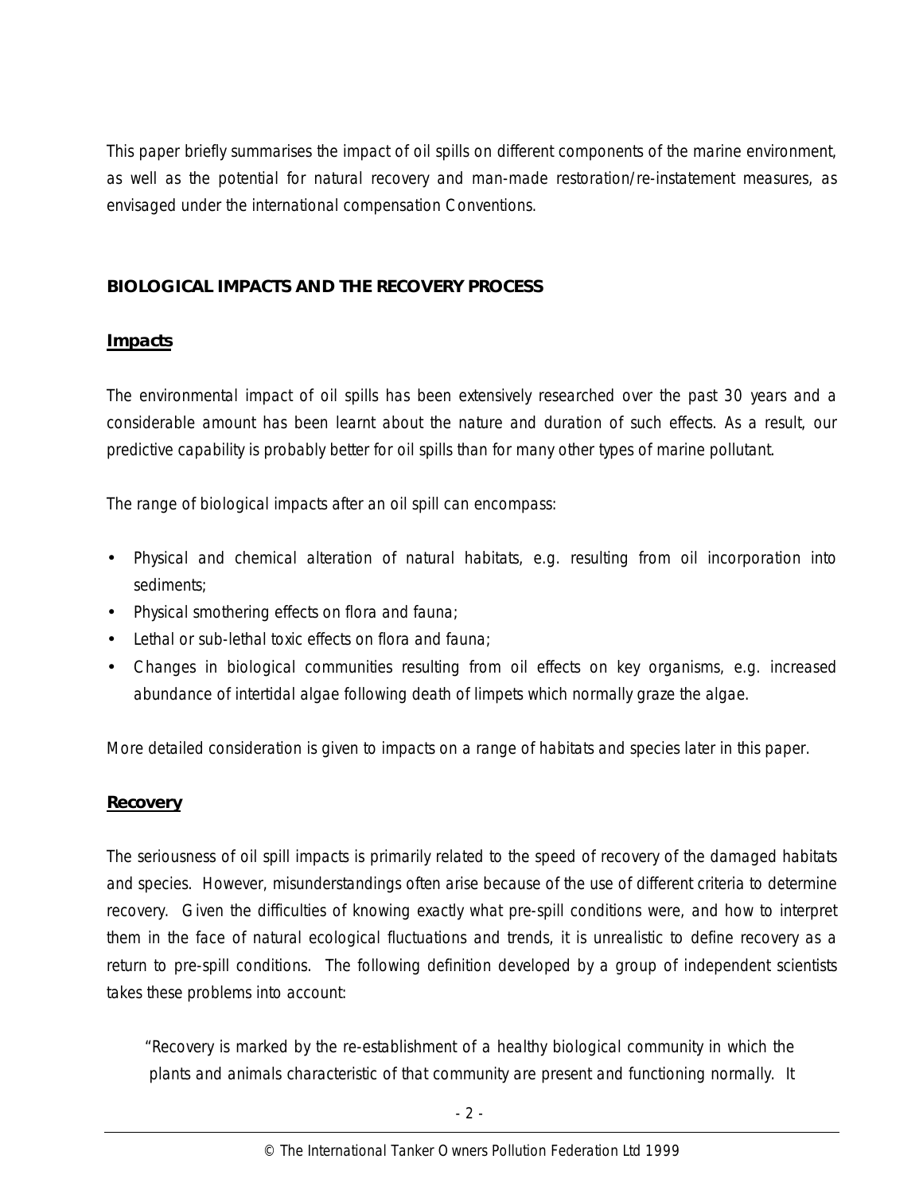This paper briefly summarises the impact of oil spills on different components of the marine environment, as well as the potential for natural recovery and man-made restoration/re-instatement measures, as envisaged under the international compensation Conventions.

## BIOLOGICAL IMPACTS AND THE RECOVERY PROCESS

### Impacts

The environmental impact of oil spills has been extensively researched over the past 30 years and a considerable amount has been learnt about the nature and duration of such effects. As a result, our predictive capability is probably better for oil spills than for many other types of marine pollutant.

The range of biological impacts after an oil spill can encompass:

- Physical and chemical alteration of natural habitats, e.g. resulting from oil incorporation into sediments;
- Physical smothering effects on flora and fauna;
- Lethal or sub-lethal toxic effects on flora and fauna;
- Changes in biological communities resulting from oil effects on key organisms, e.g. increased abundance of intertidal algae following death of limpets which normally graze the algae.

More detailed consideration is given to impacts on a range of habitats and species later in this paper.

### Recovery

The seriousness of oil spill impacts is primarily related to the speed of recovery of the damaged habitats and species. However, misunderstandings often arise because of the use of different criteria to determine recovery. Given the difficulties of knowing exactly what pre-spill conditions were, and how to interpret them in the face of natural ecological fluctuations and trends, it is unrealistic to define recovery as a return to pre-spill conditions. The following definition developed by a group of independent scientists takes these problems into account:

> "Recovery is marked by the re-establishment of a healthy biological community in which the plants and animals characteristic of that community are present and functioning normally. It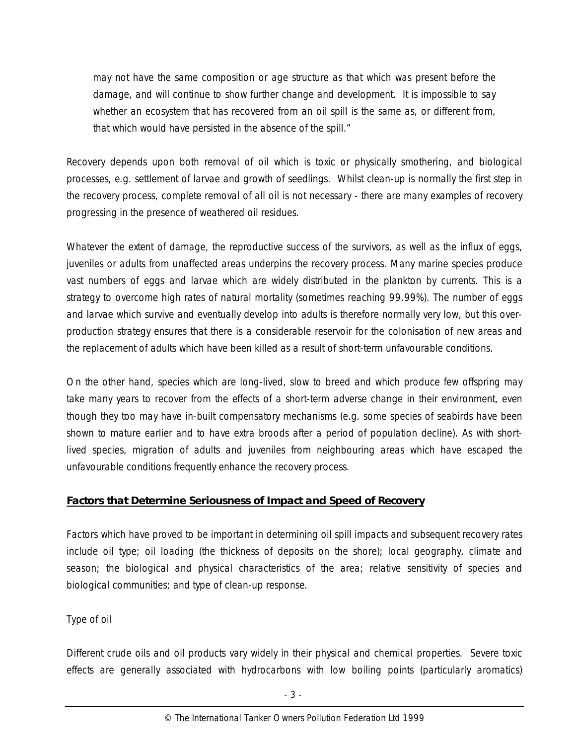may not have the same composition or age structure as that which was present before the damage, and will continue to show further change and development. It is impossible to say whether an ecosystem that has recovered from an oil spill is the same as, or different from, that which would have persisted in the absence of the spill."

Recovery depends upon both removal of oil which is toxic or physically smothering, and biological processes, e.g. settlement of larvae and growth of seedlings. Whilst clean-up is normally the first step in the recovery process, complete removal of all oil is not necessary - there are many examples of recovery progressing in the presence of weathered oil residues.

Whatever the extent of damage, the reproductive success of the survivors, as well as the influx of eggs, juveniles or adults from unaffected areas underpins the recovery process. Many marine species produce vast numbers of eggs and larvae which are widely distributed in the plankton by currents. This is a strategy to overcome high rates of natural mortality (sometimes reaching 99.99%). The number of eggs and larvae which survive and eventually develop into adults is therefore normally very low, but this over-production strategy ensures that there is a considerable reservoir for the colonisation of new areas and the replacement of adults which have been killed as a result of short-term unfavourable conditions.

On the other hand, species which are long-lived, slow to breed and which produce few offspring may take many years to recover from the effects of a short-term adverse change in their environment, even though they too may have in-built compensatory mechanisms (e.g. some species of seabirds have been shown to mature earlier and to have extra broods after a period of population decline). As with short-lived species, migration of adults and juveniles from neighbouring areas which have escaped the unfavourable conditions frequently enhance the recovery process.

## Factors that Determine Seriousness of Impact and Speed of Recovery

Factors which have proved to be important in determining oil spill impacts and subsequent recovery rates include oil type; oil loading (the thickness of deposits on the shore); local geography, climate and season; the biological and physical characteristics of the area; relative sensitivity of species and biological communities; and type of clean-up response.

### Type of oil

Different crude oils and oil products vary widely in their physical and chemical properties. Severe toxic effects are generally associated with hydrocarbons with low boiling points (particularly aromatics)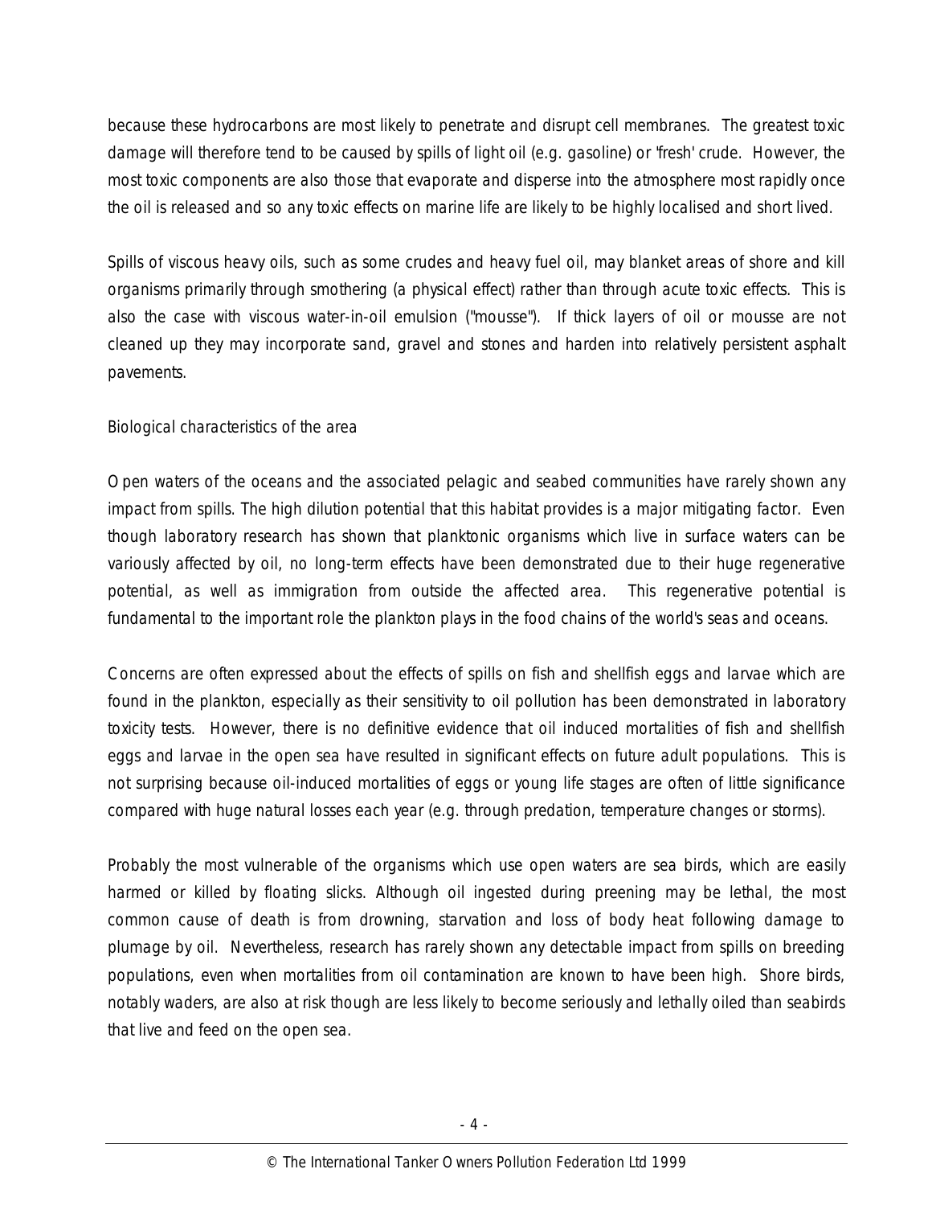because these hydrocarbons are most likely to penetrate and disrupt cell membranes. The greatest toxic damage will therefore tend to be caused by spills of light oil (e.g. gasoline) or 'fresh' crude. However, the most toxic components are also those that evaporate and disperse into the atmosphere most rapidly once the oil is released and so any toxic effects on marine life are likely to be highly localised and short lived.

Spills of viscous heavy oils, such as some crudes and heavy fuel oil, may blanket areas of shore and kill organisms primarily through smothering (a physical effect) rather than through acute toxic effects. This is also the case with viscous water-in-oil emulsion ("mousse"). If thick layers of oil or mousse are not cleaned up they may incorporate sand, gravel and stones and harden into relatively persistent asphalt pavements.

### Biological characteristics of the area

Open waters of the oceans and the associated pelagic and seabed communities have rarely shown any impact from spills. The high dilution potential that this habitat provides is a major mitigating factor. Even though laboratory research has shown that planktonic organisms which live in surface waters can be variously affected by oil, no long-term effects have been demonstrated due to their huge regenerative potential, as well as immigration from outside the affected area. This regenerative potential is fundamental to the important role the plankton plays in the food chains of the world's seas and oceans.

Concerns are often expressed about the effects of spills on fish and shellfish eggs and larvae which are found in the plankton, especially as their sensitivity to oil pollution has been demonstrated in laboratory toxicity tests. However, there is no definitive evidence that oil induced mortalities of fish and shellfish eggs and larvae in the open sea have resulted in significant effects on future adult populations. This is not surprising because oil-induced mortalities of eggs or young life stages are often of little significance compared with huge natural losses each year (e.g. through predation, temperature changes or storms).

Probably the most vulnerable of the organisms which use open waters are sea birds, which are easily harmed or killed by floating slicks. Although oil ingested during preening may be lethal, the most common cause of death is from drowning, starvation and loss of body heat following damage to plumage by oil. Nevertheless, research has rarely shown any detectable impact from spills on breeding populations, even when mortalities from oil contamination are known to have been high. Shore birds, notably waders, are also at risk though are less likely to become seriously and lethally oiled than seabirds that live and feed on the open sea.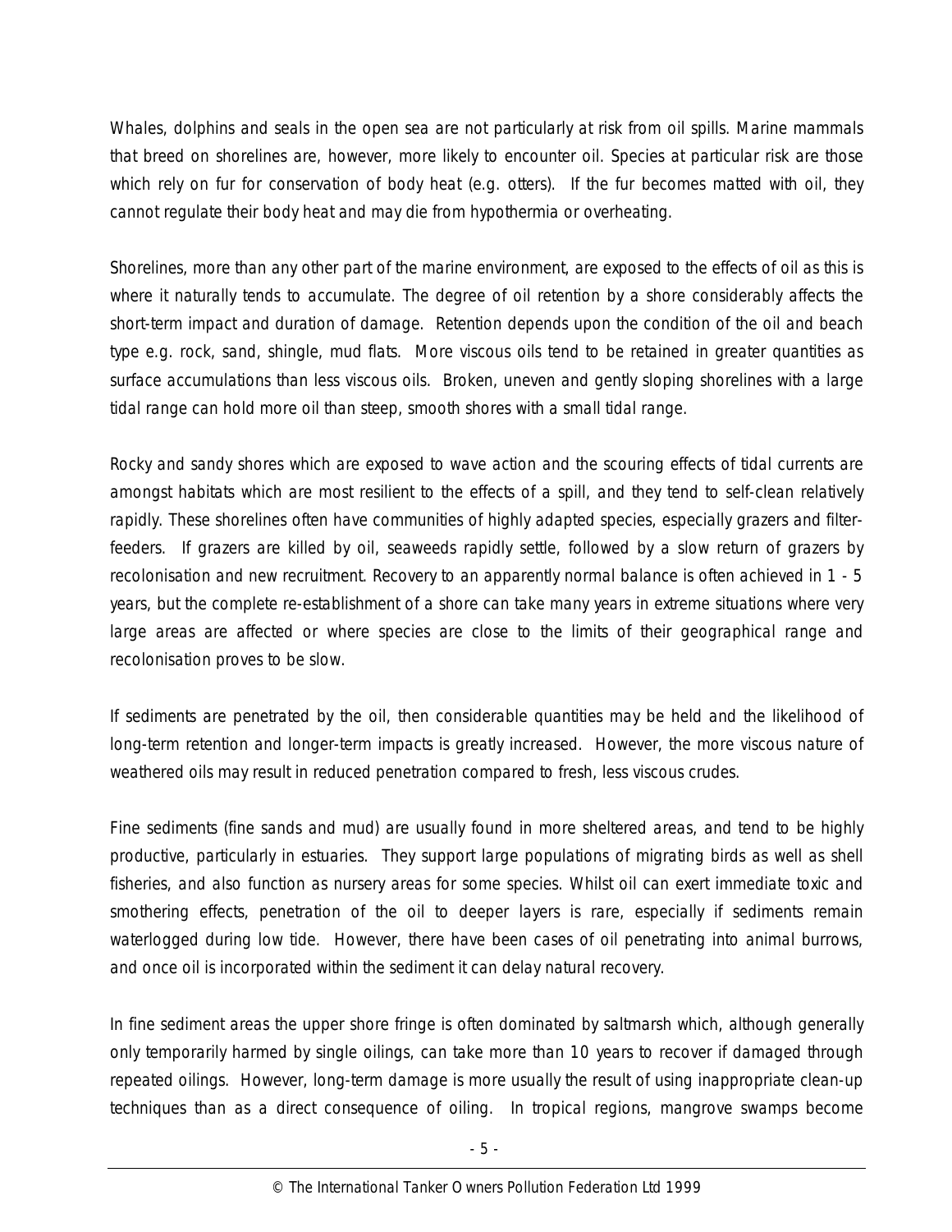Whales, dolphins and seals in the open sea are not particularly at risk from oil spills. Marine mammals that breed on shorelines are, however, more likely to encounter oil. Species at particular risk are those which rely on fur for conservation of body heat (e.g. otters). If the fur becomes matted with oil, they cannot regulate their body heat and may die from hypothermia or overheating.

Shorelines, more than any other part of the marine environment, are exposed to the effects of oil as this is where it naturally tends to accumulate. The degree of oil retention by a shore considerably affects the short-term impact and duration of damage. Retention depends upon the condition of the oil and beach type e.g. rock, sand, shingle, mud flats. More viscous oils tend to be retained in greater quantities as surface accumulations than less viscous oils. Broken, uneven and gently sloping shorelines with a large tidal range can hold more oil than steep, smooth shores with a small tidal range.

Rocky and sandy shores which are exposed to wave action and the scouring effects of tidal currents are amongst habitats which are most resilient to the effects of a spill, and they tend to self-clean relatively rapidly. These shorelines often have communities of highly adapted species, especially grazers and filter-feeders. If grazers are killed by oil, seaweeds rapidly settle, followed by a slow return of grazers by recolonisation and new recruitment. Recovery to an apparently normal balance is often achieved in 1 - 5 years, but the complete re-establishment of a shore can take many years in extreme situations where very large areas are affected or where species are close to the limits of their geographical range and recolonisation proves to be slow.

If sediments are penetrated by the oil, then considerable quantities may be held and the likelihood of long-term retention and longer-term impacts is greatly increased. However, the more viscous nature of weathered oils may result in reduced penetration compared to fresh, less viscous crudes.

Fine sediments (fine sands and mud) are usually found in more sheltered areas, and tend to be highly productive, particularly in estuaries. They support large populations of migrating birds as well as shell fisheries, and also function as nursery areas for some species. Whilst oil can exert immediate toxic and smothering effects, penetration of the oil to deeper layers is rare, especially if sediments remain waterlogged during low tide. However, there have been cases of oil penetrating into animal burrows, and once oil is incorporated within the sediment it can delay natural recovery.

In fine sediment areas the upper shore fringe is often dominated by saltmarsh which, although generally only temporarily harmed by single oilings, can take more than 10 years to recover if damaged through repeated oilings. However, long-term damage is more usually the result of using inappropriate clean-up techniques than as a direct consequence of oiling. In tropical regions, mangrove swamps become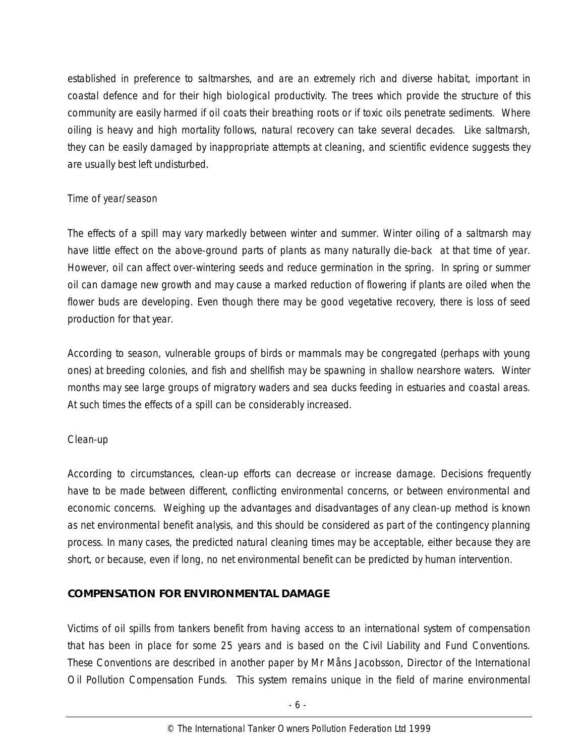established in preference to saltmarshes, and are an extremely rich and diverse habitat, important in coastal defence and for their high biological productivity. The trees which provide the structure of this community are easily harmed if oil coats their breathing roots or if toxic oils penetrate sediments. Where oiling is heavy and high mortality follows, natural recovery can take several decades. Like saltmarsh, they can be easily damaged by inappropriate attempts at cleaning, and scientific evidence suggests they are usually best left undisturbed.

Time of year/season

The effects of a spill may vary markedly between winter and summer. Winter oiling of a saltmarsh may have little effect on the above-ground parts of plants as many naturally die-back at that time of year. However, oil can affect over-wintering seeds and reduce germination in the spring. In spring or summer oil can damage new growth and may cause a marked reduction of flowering if plants are oiled when the flower buds are developing. Even though there may be good vegetative recovery, there is loss of seed production for that year.

According to season, vulnerable groups of birds or mammals may be congregated (perhaps with young ones) at breeding colonies, and fish and shellfish may be spawning in shallow nearshore waters. Winter months may see large groups of migratory waders and sea ducks feeding in estuaries and coastal areas. At such times the effects of a spill can be considerably increased.

Clean-up

According to circumstances, clean-up efforts can decrease or increase damage. Decisions frequently have to be made between different, conflicting environmental concerns, or between environmental and economic concerns. Weighing up the advantages and disadvantages of any clean-up method is known as net environmental benefit analysis, and this should be considered as part of the contingency planning process. In many cases, the predicted natural cleaning times may be acceptable, either because they are short, or because, even if long, no net environmental benefit can be predicted by human intervention.

## COMPENSATION FOR ENVIRONMENTAL DAMAGE

Victims of oil spills from tankers benefit from having access to an international system of compensation that has been in place for some 25 years and is based on the Civil Liability and Fund Conventions. These Conventions are described in another paper by Mr Måns Jacobsson, Director of the International Oil Pollution Compensation Funds. This system remains unique in the field of marine environmental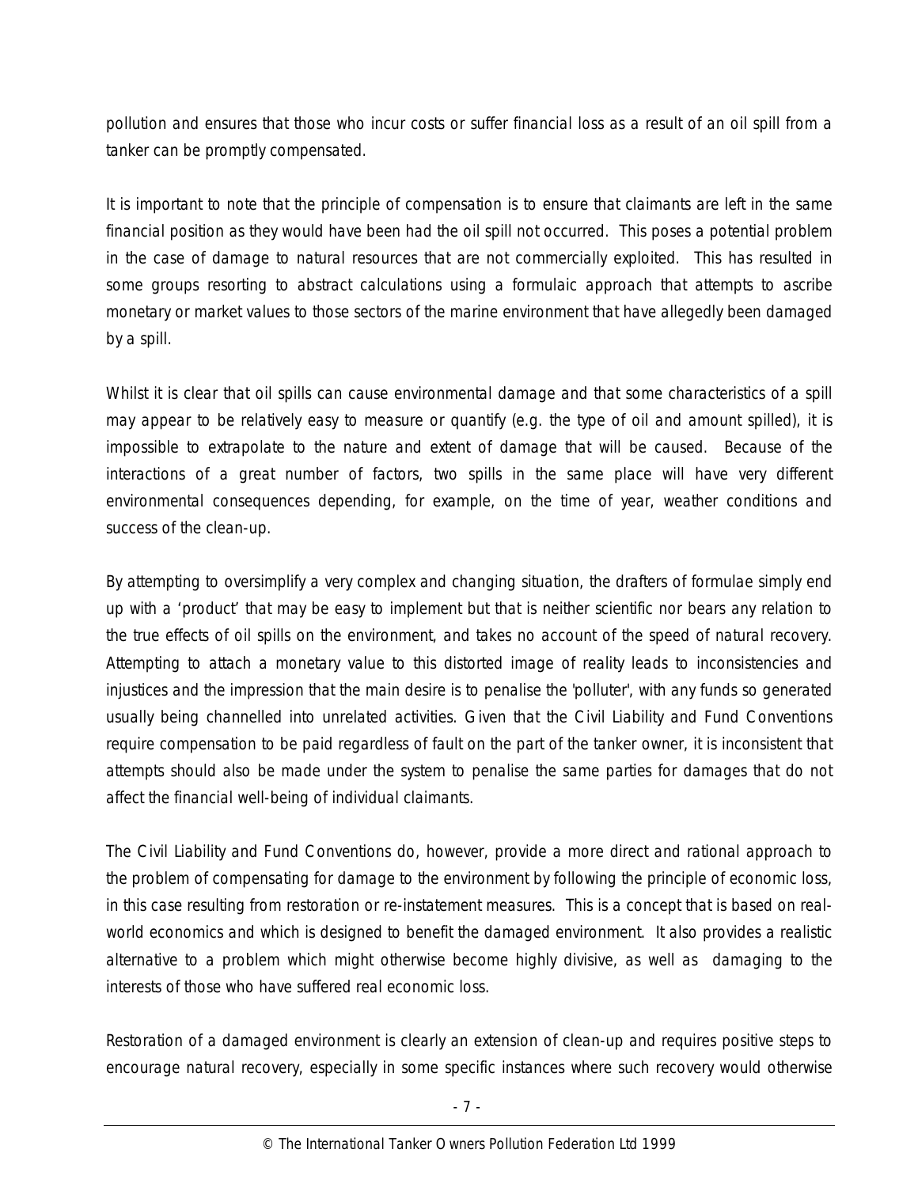pollution and ensures that those who incur costs or suffer financial loss as a result of an oil spill from a tanker can be promptly compensated.

It is important to note that the principle of compensation is to ensure that claimants are left in the same financial position as they would have been had the oil spill not occurred. This poses a potential problem in the case of damage to natural resources that are not commercially exploited. This has resulted in some groups resorting to abstract calculations using a formulaic approach that attempts to ascribe monetary or market values to those sectors of the marine environment that have allegedly been damaged by a spill.

Whilst it is clear that oil spills can cause environmental damage and that some characteristics of a spill may appear to be relatively easy to measure or quantify (e.g. the type of oil and amount spilled), it is impossible to extrapolate to the nature and extent of damage that will be caused. Because of the interactions of a great number of factors, two spills in the same place will have very different environmental consequences depending, for example, on the time of year, weather conditions and success of the clean-up.

By attempting to oversimplify a very complex and changing situation, the drafters of formulae simply end up with a 'product' that may be easy to implement but that is neither scientific nor bears any relation to the true effects of oil spills on the environment, and takes no account of the speed of natural recovery. Attempting to attach a monetary value to this distorted image of reality leads to inconsistencies and injustices and the impression that the main desire is to penalise the 'polluter', with any funds so generated usually being channelled into unrelated activities. Given that the Civil Liability and Fund Conventions require compensation to be paid regardless of fault on the part of the tanker owner, it is inconsistent that attempts should also be made under the system to penalise the same parties for damages that do not affect the financial well-being of individual claimants.

The Civil Liability and Fund Conventions do, however, provide a more direct and rational approach to the problem of compensating for damage to the environment by following the principle of economic loss, in this case resulting from restoration or re-instatement measures. This is a concept that is based on real-world economics and which is designed to benefit the damaged environment. It also provides a realistic alternative to a problem which might otherwise become highly divisive, as well as damaging to the interests of those who have suffered real economic loss.

Restoration of a damaged environment is clearly an extension of clean-up and requires positive steps to encourage natural recovery, especially in some specific instances where such recovery would otherwise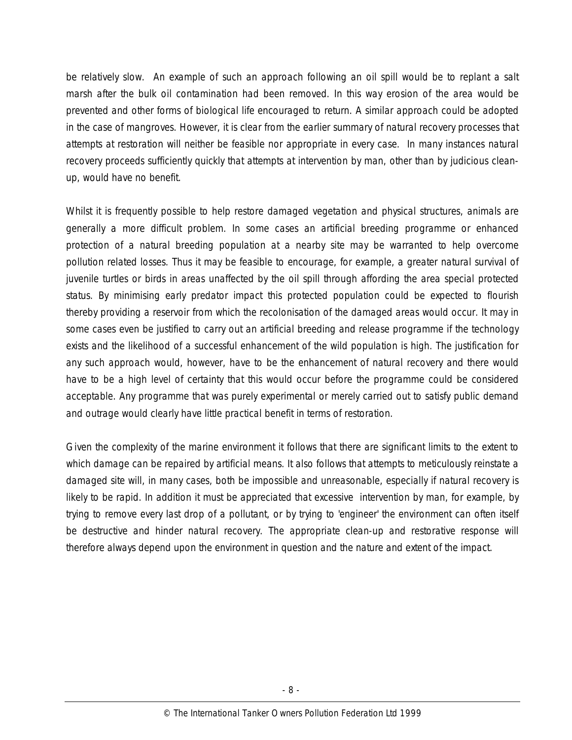be relatively slow. An example of such an approach following an oil spill would be to replant a salt marsh after the bulk oil contamination had been removed. In this way erosion of the area would be prevented and other forms of biological life encouraged to return. A similar approach could be adopted in the case of mangroves. However, it is clear from the earlier summary of natural recovery processes that attempts at restoration will neither be feasible nor appropriate in every case. In many instances natural recovery proceeds sufficiently quickly that attempts at intervention by man, other than by judicious clean-up, would have no benefit.

Whilst it is frequently possible to help restore damaged vegetation and physical structures, animals are generally a more difficult problem. In some cases an artificial breeding programme or enhanced protection of a natural breeding population at a nearby site may be warranted to help overcome pollution related losses. Thus it may be feasible to encourage, for example, a greater natural survival of juvenile turtles or birds in areas unaffected by the oil spill through affording the area special protected status. By minimising early predator impact this protected population could be expected to flourish thereby providing a reservoir from which the recolonisation of the damaged areas would occur. It may in some cases even be justified to carry out an artificial breeding and release programme if the technology exists and the likelihood of a successful enhancement of the wild population is high. The justification for any such approach would, however, have to be the enhancement of natural recovery and there would have to be a high level of certainty that this would occur before the programme could be considered acceptable. Any programme that was purely experimental or merely carried out to satisfy public demand and outrage would clearly have little practical benefit in terms of restoration.

Given the complexity of the marine environment it follows that there are significant limits to the extent to which damage can be repaired by artificial means. It also follows that attempts to meticulously reinstate a damaged site will, in many cases, both be impossible and unreasonable, especially if natural recovery is likely to be rapid. In addition it must be appreciated that excessive intervention by man, for example, by trying to remove every last drop of a pollutant, or by trying to 'engineer' the environment can often itself be destructive and hinder natural recovery. The appropriate clean-up and restorative response will therefore always depend upon the environment in question and the nature and extent of the impact.